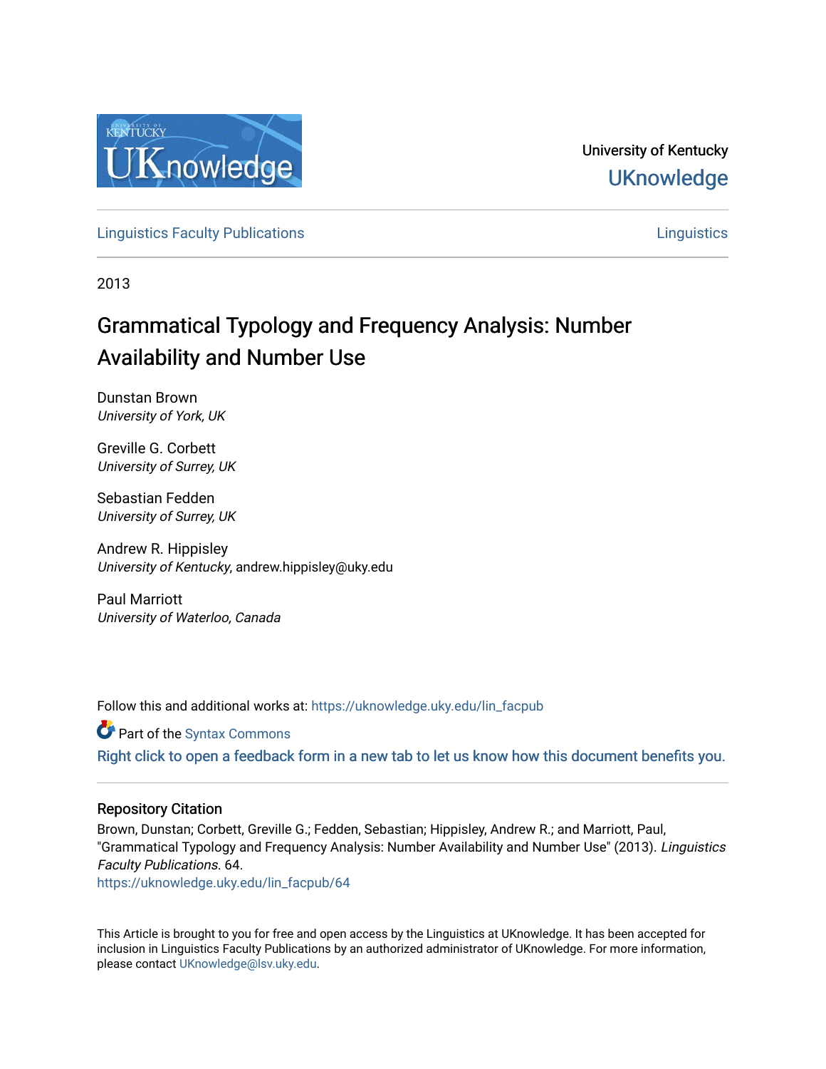University of Kentucky
UKnowledge

Linguistics Faculty Publications | Linguistics

2013

# Grammatical Typology and Frequency Analysis: Number Availability and Number Use

Dunstan Brown
*University of York, UK*

Greville G. Corbett
*University of Surrey, UK*

Sebastian Fedden
*University of Surrey, UK*

Andrew R. Hippisley
*University of Kentucky*, andrew.hippisley@uky.edu

Paul Marriott
*University of Waterloo, Canada*

Follow this and additional works at: https://uknowledge.uky.edu/lin_facpub

Part of the Syntax Commons

Right click to open a feedback form in a new tab to let us know how this document benefits you.

## Repository Citation

Brown, Dunstan; Corbett, Greville G.; Fedden, Sebastian; Hippisley, Andrew R.; and Marriott, Paul, "Grammatical Typology and Frequency Analysis: Number Availability and Number Use" (2013). *Linguistics Faculty Publications*. 64.
https://uknowledge.uky.edu/lin_facpub/64

This Article is brought to you for free and open access by the Linguistics at UKnowledge. It has been accepted for inclusion in Linguistics Faculty Publications by an authorized administrator of UKnowledge. For more information, please contact UKnowledge@lsv.uky.edu.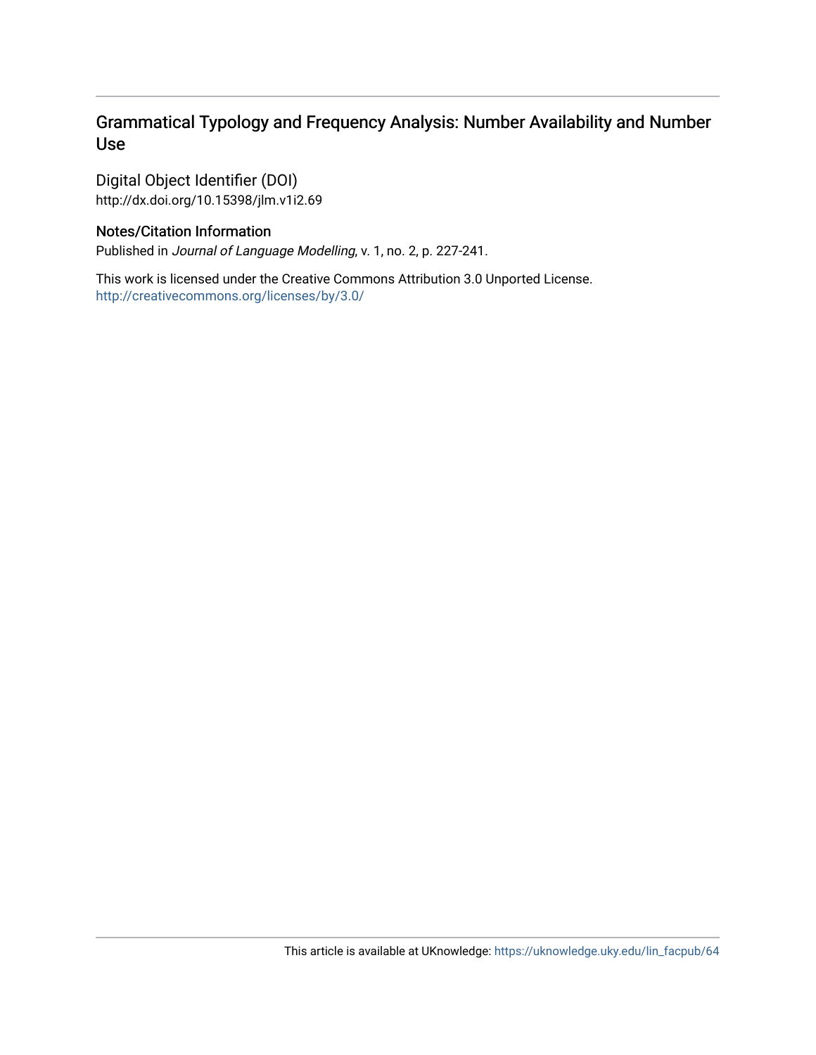# Grammatical Typology and Frequency Analysis: Number Availability and Number Use

Digital Object Identifier (DOI)
http://dx.doi.org/10.15398/jlm.v1i2.69

## Notes/Citation Information

Published in *Journal of Language Modelling*, v. 1, no. 2, p. 227-241.

This work is licensed under the Creative Commons Attribution 3.0 Unported License.
http://creativecommons.org/licenses/by/3.0/

This article is available at UKnowledge: https://uknowledge.uky.edu/lin_facpub/64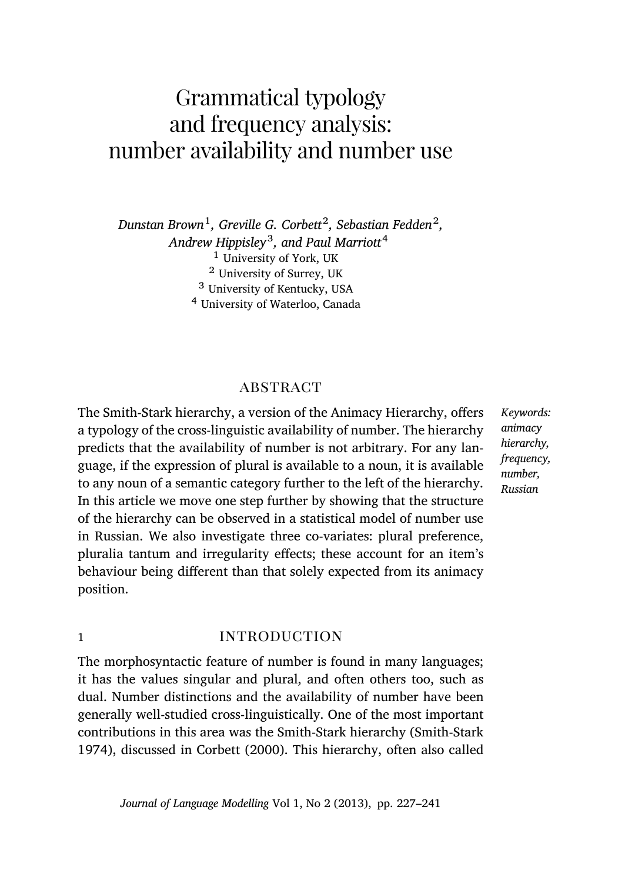# Grammatical typology and frequency analysis: number availability and number use

*Dunstan Brown*[1], *Greville G. Corbett*[2], *Sebastian Fedden*[2], *Andrew Hippisley*[3], *and Paul Marriott*[4]

[1] University of York, UK
[2] University of Surrey, UK
[3] University of Kentucky, USA
[4] University of Waterloo, Canada

## ABSTRACT

The Smith-Stark hierarchy, a version of the Animacy Hierarchy, offers a typology of the cross-linguistic availability of number. The hierarchy predicts that the availability of number is not arbitrary. For any language, if the expression of plural is available to a noun, it is available to any noun of a semantic category further to the left of the hierarchy. In this article we move one step further by showing that the structure of the hierarchy can be observed in a statistical model of number use in Russian. We also investigate three co-variates: plural preference, pluralia tantum and irregularity effects; these account for an item's behaviour being different than that solely expected from its animacy position.

*Keywords: animacy hierarchy, frequency, number, Russian*

## 1 INTRODUCTION

The morphosyntactic feature of number is found in many languages; it has the values singular and plural, and often others too, such as dual. Number distinctions and the availability of number have been generally well-studied cross-linguistically. One of the most important contributions in this area was the Smith-Stark hierarchy (Smith-Stark 1974), discussed in Corbett (2000). This hierarchy, often also called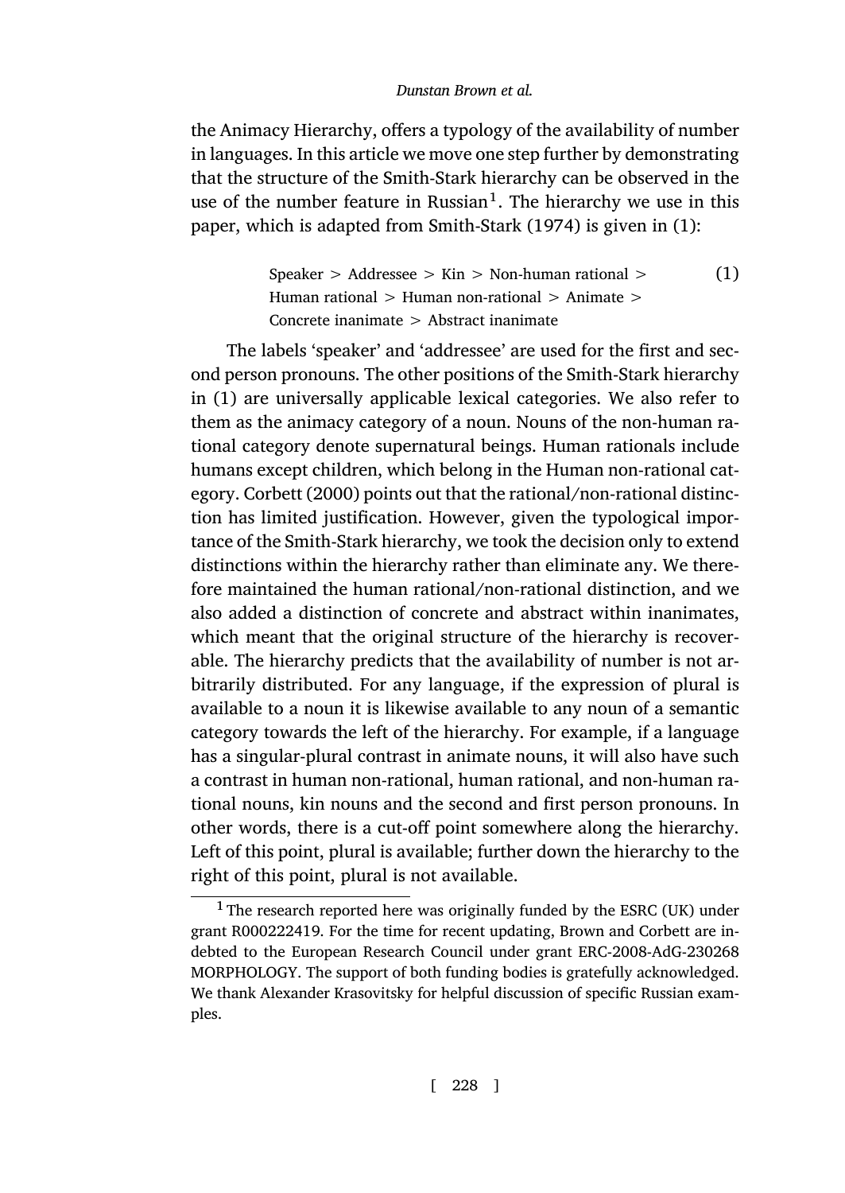the Animacy Hierarchy, offers a typology of the availability of number in languages. In this article we move one step further by demonstrating that the structure of the Smith-Stark hierarchy can be observed in the use of the number feature in Russian[1]. The hierarchy we use in this paper, which is adapted from Smith-Stark (1974) is given in (1):

> Speaker > Addressee > Kin > Non-human rational > Human rational > Human non-rational > Animate > Concrete inanimate > Abstract inanimate (1)

The labels 'speaker' and 'addressee' are used for the first and second person pronouns. The other positions of the Smith-Stark hierarchy in (1) are universally applicable lexical categories. We also refer to them as the animacy category of a noun. Nouns of the non-human rational category denote supernatural beings. Human rationals include humans except children, which belong in the Human non-rational category. Corbett (2000) points out that the rational/non-rational distinction has limited justification. However, given the typological importance of the Smith-Stark hierarchy, we took the decision only to extend distinctions within the hierarchy rather than eliminate any. We therefore maintained the human rational/non-rational distinction, and we also added a distinction of concrete and abstract within inanimates, which meant that the original structure of the hierarchy is recoverable. The hierarchy predicts that the availability of number is not arbitrarily distributed. For any language, if the expression of plural is available to a noun it is likewise available to any noun of a semantic category towards the left of the hierarchy. For example, if a language has a singular-plural contrast in animate nouns, it will also have such a contrast in human non-rational, human rational, and non-human rational nouns, kin nouns and the second and first person pronouns. In other words, there is a cut-off point somewhere along the hierarchy. Left of this point, plural is available; further down the hierarchy to the right of this point, plural is not available.

[1] The research reported here was originally funded by the ESRC (UK) under grant R000222419. For the time for recent updating, Brown and Corbett are indebted to the European Research Council under grant ERC-2008-AdG-230268 MORPHOLOGY. The support of both funding bodies is gratefully acknowledged. We thank Alexander Krasovitsky for helpful discussion of specific Russian examples.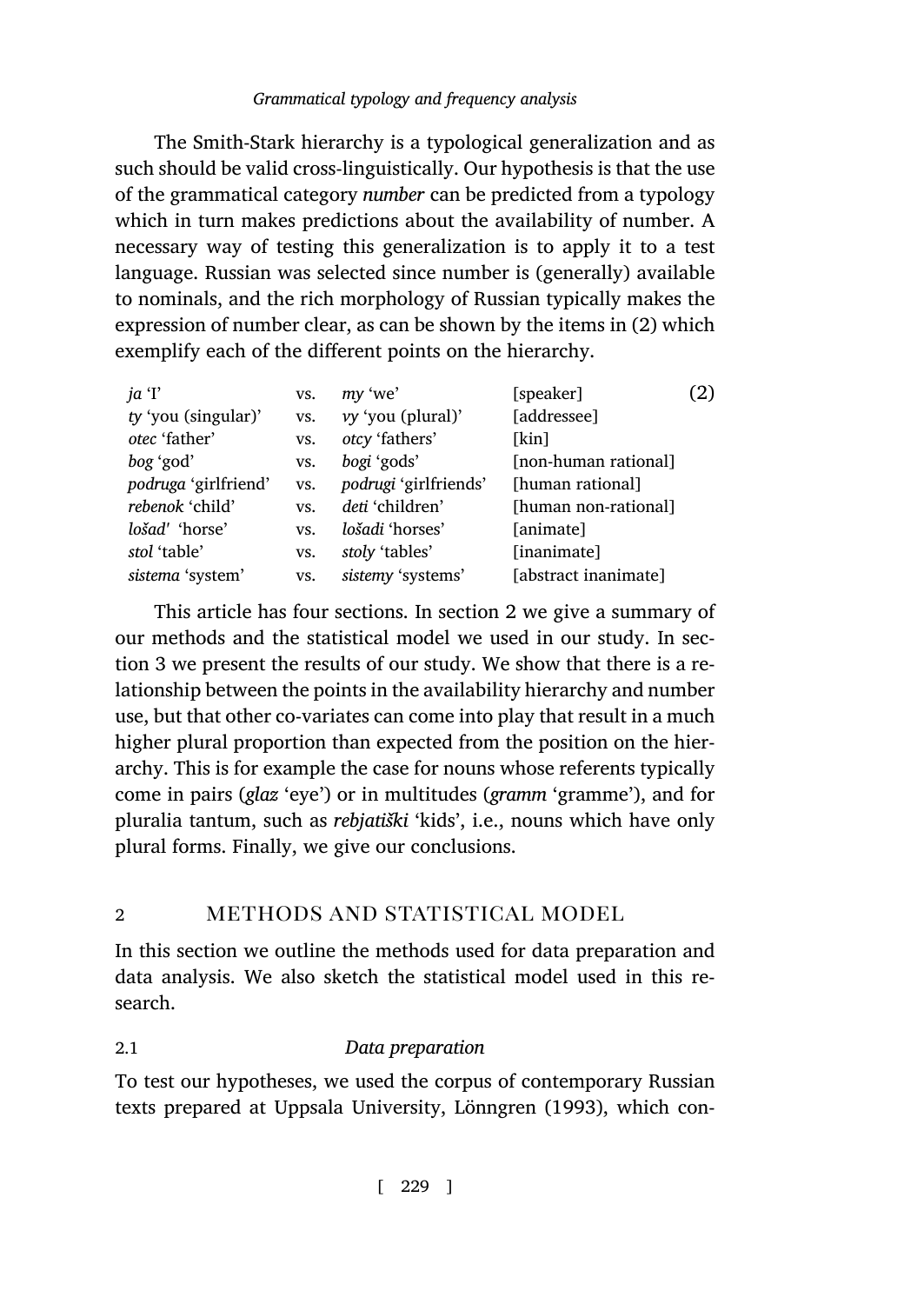The Smith-Stark hierarchy is a typological generalization and as such should be valid cross-linguistically. Our hypothesis is that the use of the grammatical category *number* can be predicted from a typology which in turn makes predictions about the availability of number. A necessary way of testing this generalization is to apply it to a test language. Russian was selected since number is (generally) available to nominals, and the rich morphology of Russian typically makes the expression of number clear, as can be shown by the items in (2) which exemplify each of the different points on the hierarchy.

| | | | | |
|---|---|---|---|---|
| *ja* 'I' | vs. | *my* 'we' | [speaker] | (2) |
| *ty* 'you (singular)' | vs. | *vy* 'you (plural)' | [addressee] | |
| *otec* 'father' | vs. | *otcy* 'fathers' | [kin] | |
| *bog* 'god' | vs. | *bogi* 'gods' | [non-human rational] | |
| *podruga* 'girlfriend' | vs. | *podrugi* 'girlfriends' | [human rational] | |
| *rebenok* 'child' | vs. | *deti* 'children' | [human non-rational] | |
| *lošad'* 'horse' | vs. | *lošadi* 'horses' | [animate] | |
| *stol* 'table' | vs. | *stoly* 'tables' | [inanimate] | |
| *sistema* 'system' | vs. | *sistemy* 'systems' | [abstract inanimate] | |

This article has four sections. In section 2 we give a summary of our methods and the statistical model we used in our study. In section 3 we present the results of our study. We show that there is a relationship between the points in the availability hierarchy and number use, but that other co-variates can come into play that result in a much higher plural proportion than expected from the position on the hierarchy. This is for example the case for nouns whose referents typically come in pairs (*glaz* 'eye') or in multitudes (*gramm* 'gramme'), and for pluralia tantum, such as *rebjatiški* 'kids', i.e., nouns which have only plural forms. Finally, we give our conclusions.

## 2 METHODS AND STATISTICAL MODEL

In this section we outline the methods used for data preparation and data analysis. We also sketch the statistical model used in this research.

### 2.1 *Data preparation*

To test our hypotheses, we used the corpus of contemporary Russian texts prepared at Uppsala University, Lönngren (1993), which con-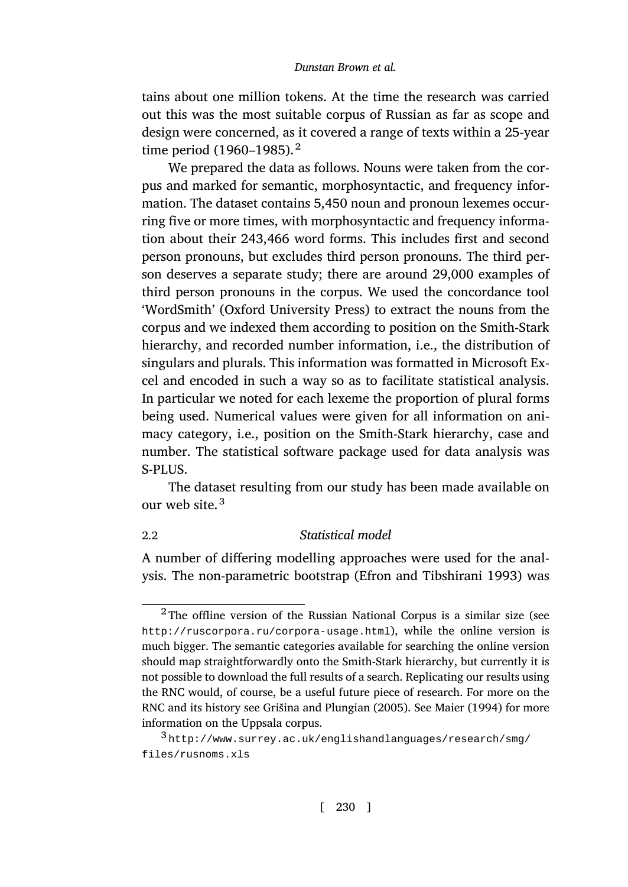tains about one million tokens. At the time the research was carried out this was the most suitable corpus of Russian as far as scope and design were concerned, as it covered a range of texts within a 25-year time period (1960–1985).[2]

We prepared the data as follows. Nouns were taken from the corpus and marked for semantic, morphosyntactic, and frequency information. The dataset contains 5,450 noun and pronoun lexemes occurring five or more times, with morphosyntactic and frequency information about their 243,466 word forms. This includes first and second person pronouns, but excludes third person pronouns. The third person deserves a separate study; there are around 29,000 examples of third person pronouns in the corpus. We used the concordance tool 'WordSmith' (Oxford University Press) to extract the nouns from the corpus and we indexed them according to position on the Smith-Stark hierarchy, and recorded number information, i.e., the distribution of singulars and plurals. This information was formatted in Microsoft Excel and encoded in such a way so as to facilitate statistical analysis. In particular we noted for each lexeme the proportion of plural forms being used. Numerical values were given for all information on animacy category, i.e., position on the Smith-Stark hierarchy, case and number. The statistical software package used for data analysis was S-PLUS.

The dataset resulting from our study has been made available on our web site.[3]

## 2.2 *Statistical model*

A number of differing modelling approaches were used for the analysis. The non-parametric bootstrap (Efron and Tibshirani 1993) was

---

[2] The offline version of the Russian National Corpus is a similar size (see `http://ruscorpora.ru/corpora-usage.html`), while the online version is much bigger. The semantic categories available for searching the online version should map straightforwardly onto the Smith-Stark hierarchy, but currently it is not possible to download the full results of a search. Replicating our results using the RNC would, of course, be a useful future piece of research. For more on the RNC and its history see Grišina and Plungian (2005). See Maier (1994) for more information on the Uppsala corpus.

[3] `http://www.surrey.ac.uk/englishandlanguages/research/smg/files/rusnoms.xls`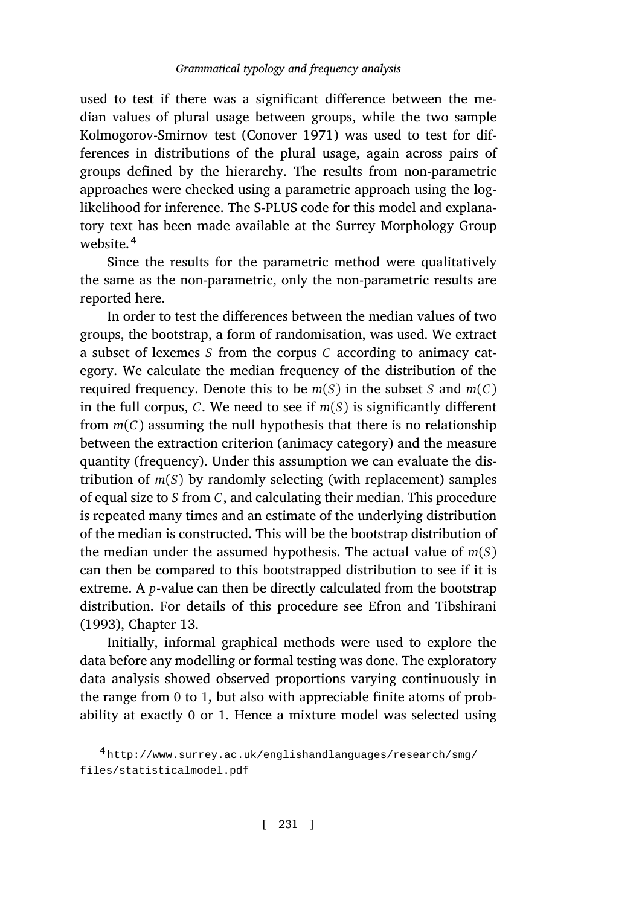used to test if there was a significant difference between the median values of plural usage between groups, while the two sample Kolmogorov-Smirnov test (Conover 1971) was used to test for differences in distributions of the plural usage, again across pairs of groups defined by the hierarchy. The results from non-parametric approaches were checked using a parametric approach using the log-likelihood for inference. The S-PLUS code for this model and explanatory text has been made available at the Surrey Morphology Group website.[4]

Since the results for the parametric method were qualitatively the same as the non-parametric, only the non-parametric results are reported here.

In order to test the differences between the median values of two groups, the bootstrap, a form of randomisation, was used. We extract a subset of lexemes $S$ from the corpus $C$ according to animacy category. We calculate the median frequency of the distribution of the required frequency. Denote this to be $m(S)$ in the subset $S$ and $m(C)$ in the full corpus, $C$. We need to see if $m(S)$ is significantly different from $m(C)$ assuming the null hypothesis that there is no relationship between the extraction criterion (animacy category) and the measure quantity (frequency). Under this assumption we can evaluate the distribution of $m(S)$ by randomly selecting (with replacement) samples of equal size to $S$ from $C$, and calculating their median. This procedure is repeated many times and an estimate of the underlying distribution of the median is constructed. This will be the bootstrap distribution of the median under the assumed hypothesis. The actual value of $m(S)$ can then be compared to this bootstrapped distribution to see if it is extreme. A $p$-value can then be directly calculated from the bootstrap distribution. For details of this procedure see Efron and Tibshirani (1993), Chapter 13.

Initially, informal graphical methods were used to explore the data before any modelling or formal testing was done. The exploratory data analysis showed observed proportions varying continuously in the range from 0 to 1, but also with appreciable finite atoms of probability at exactly 0 or 1. Hence a mixture model was selected using

[4] http://www.surrey.ac.uk/englishandlanguages/research/smg/files/statisticalmodel.pdf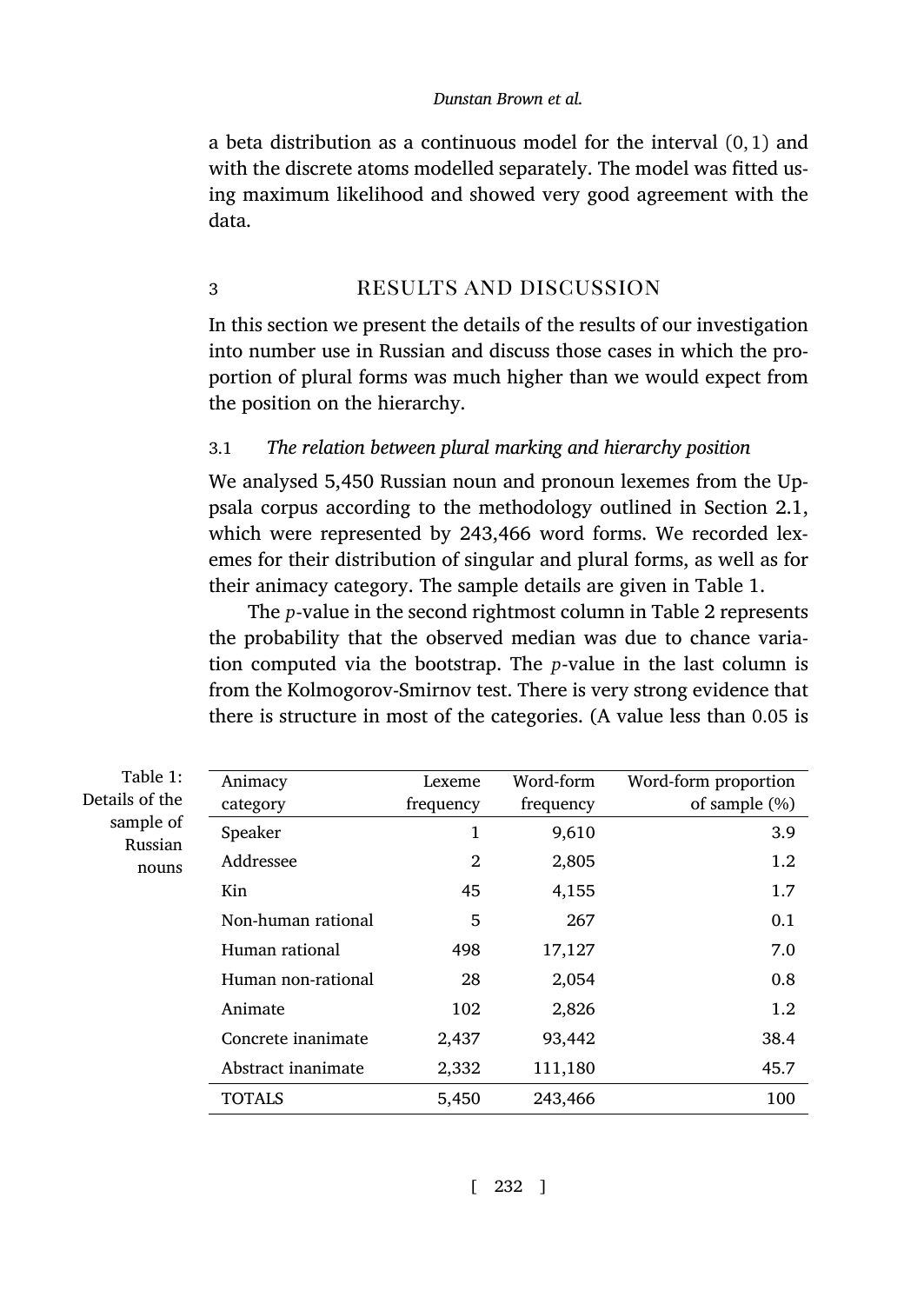a beta distribution as a continuous model for the interval $(0, 1)$ and with the discrete atoms modelled separately. The model was fitted using maximum likelihood and showed very good agreement with the data.

## 3 RESULTS AND DISCUSSION

In this section we present the details of the results of our investigation into number use in Russian and discuss those cases in which the proportion of plural forms was much higher than we would expect from the position on the hierarchy.

### 3.1 *The relation between plural marking and hierarchy position*

We analysed 5,450 Russian noun and pronoun lexemes from the Uppsala corpus according to the methodology outlined in Section 2.1, which were represented by 243,466 word forms. We recorded lexemes for their distribution of singular and plural forms, as well as for their animacy category. The sample details are given in Table 1.

The *p*-value in the second rightmost column in Table 2 represents the probability that the observed median was due to chance variation computed via the bootstrap. The *p*-value in the last column is from the Kolmogorov-Smirnov test. There is very strong evidence that there is structure in most of the categories. (A value less than 0.05 is

Table 1: Details of the sample of Russian nouns

| Animacy category | Lexeme frequency | Word-form frequency | Word-form proportion of sample (%) |
|---|---:|---:|---:|
| Speaker | 1 | 9,610 | 3.9 |
| Addressee | 2 | 2,805 | 1.2 |
| Kin | 45 | 4,155 | 1.7 |
| Non-human rational | 5 | 267 | 0.1 |
| Human rational | 498 | 17,127 | 7.0 |
| Human non-rational | 28 | 2,054 | 0.8 |
| Animate | 102 | 2,826 | 1.2 |
| Concrete inanimate | 2,437 | 93,442 | 38.4 |
| Abstract inanimate | 2,332 | 111,180 | 45.7 |
| TOTALS | 5,450 | 243,466 | 100 |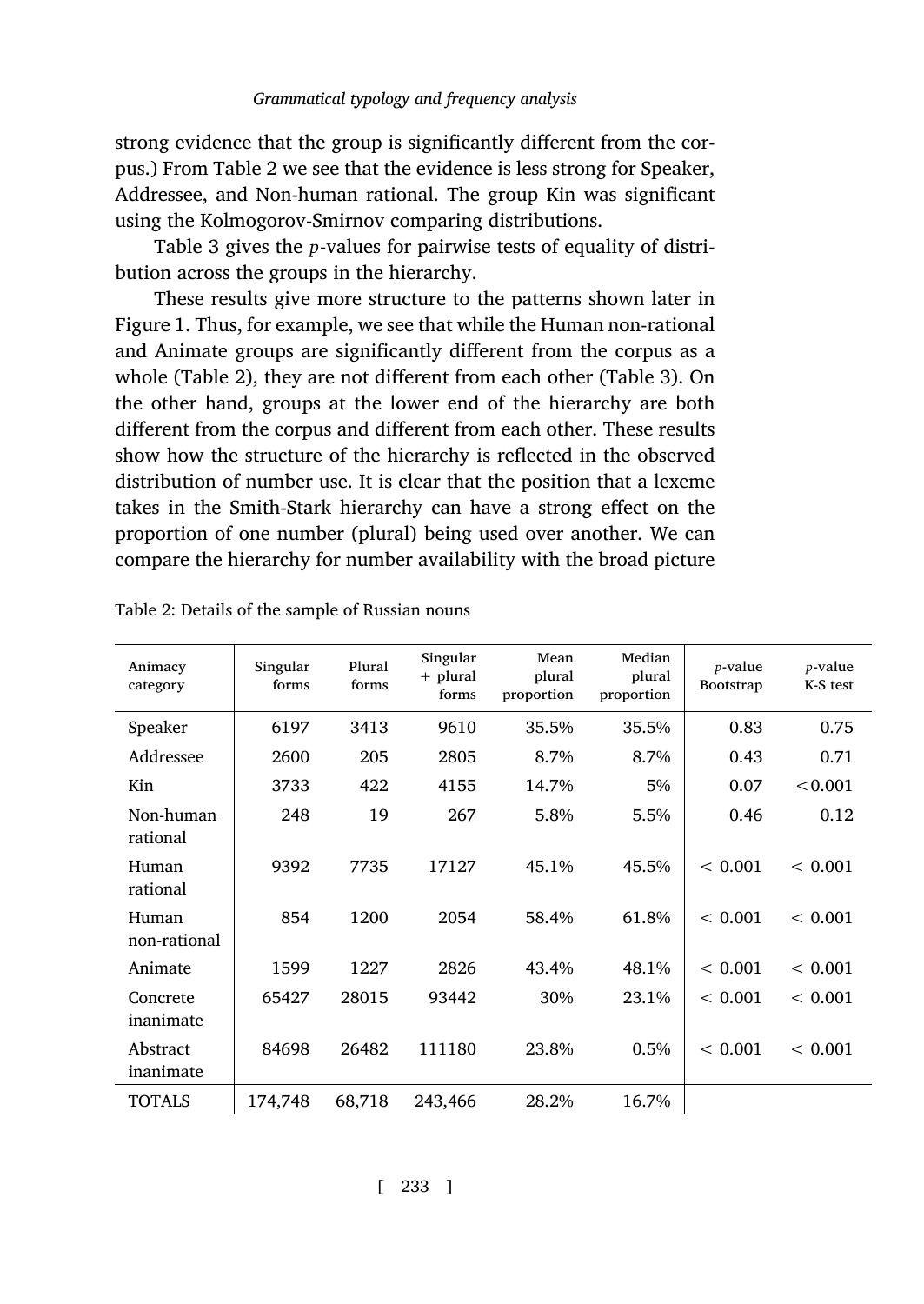strong evidence that the group is significantly different from the corpus.) From Table 2 we see that the evidence is less strong for Speaker, Addressee, and Non-human rational. The group Kin was significant using the Kolmogorov-Smirnov comparing distributions.

Table 3 gives the *p*-values for pairwise tests of equality of distribution across the groups in the hierarchy.

These results give more structure to the patterns shown later in Figure 1. Thus, for example, we see that while the Human non-rational and Animate groups are significantly different from the corpus as a whole (Table 2), they are not different from each other (Table 3). On the other hand, groups at the lower end of the hierarchy are both different from the corpus and different from each other. These results show how the structure of the hierarchy is reflected in the observed distribution of number use. It is clear that the position that a lexeme takes in the Smith-Stark hierarchy can have a strong effect on the proportion of one number (plural) being used over another. We can compare the hierarchy for number availability with the broad picture

Table 2: Details of the sample of Russian nouns

| Animacy category | Singular forms | Plural forms | Singular + plural forms | Mean plural proportion | Median plural proportion | *p*-value Bootstrap | *p*-value K-S test |
|---|---|---|---|---|---|---|---|
| Speaker | 6197 | 3413 | 9610 | 35.5% | 35.5% | 0.83 | 0.75 |
| Addressee | 2600 | 205 | 2805 | 8.7% | 8.7% | 0.43 | 0.71 |
| Kin | 3733 | 422 | 4155 | 14.7% | 5% | 0.07 | $<0.001$ |
| Non-human rational | 248 | 19 | 267 | 5.8% | 5.5% | 0.46 | 0.12 |
| Human rational | 9392 | 7735 | 17127 | 45.1% | 45.5% | $< 0.001$ | $< 0.001$ |
| Human non-rational | 854 | 1200 | 2054 | 58.4% | 61.8% | $< 0.001$ | $< 0.001$ |
| Animate | 1599 | 1227 | 2826 | 43.4% | 48.1% | $< 0.001$ | $< 0.001$ |
| Concrete inanimate | 65427 | 28015 | 93442 | 30% | 23.1% | $< 0.001$ | $< 0.001$ |
| Abstract inanimate | 84698 | 26482 | 111180 | 23.8% | 0.5% | $< 0.001$ | $< 0.001$ |
| TOTALS | 174,748 | 68,718 | 243,466 | 28.2% | 16.7% | | |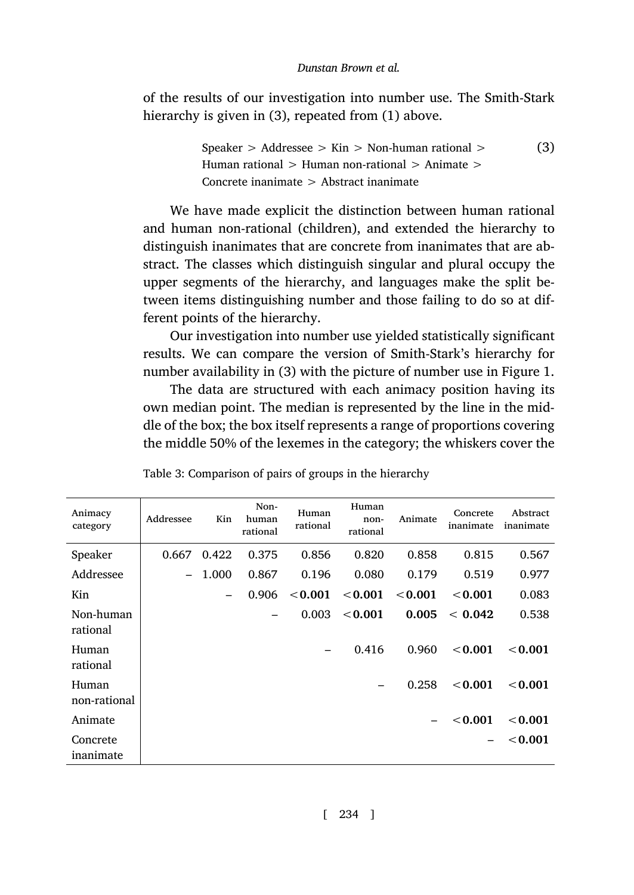of the results of our investigation into number use. The Smith-Stark hierarchy is given in (3), repeated from (1) above.

> Speaker > Addressee > Kin > Non-human rational > Human rational > Human non-rational > Animate > Concrete inanimate > Abstract inanimate (3)

We have made explicit the distinction between human rational and human non-rational (children), and extended the hierarchy to distinguish inanimates that are concrete from inanimates that are abstract. The classes which distinguish singular and plural occupy the upper segments of the hierarchy, and languages make the split between items distinguishing number and those failing to do so at different points of the hierarchy.

Our investigation into number use yielded statistically significant results. We can compare the version of Smith-Stark's hierarchy for number availability in (3) with the picture of number use in Figure 1.

The data are structured with each animacy position having its own median point. The median is represented by the line in the middle of the box; the box itself represents a range of proportions covering the middle 50% of the lexemes in the category; the whiskers cover the

Table 3: Comparison of pairs of groups in the hierarchy

| Animacy category | Addressee | Kin | Non-human rational | Human rational | Human non-rational | Animate | Concrete inanimate | Abstract inanimate |
|---|---|---|---|---|---|---|---|---|
| Speaker | 0.667 | 0.422 | 0.375 | 0.856 | 0.820 | 0.858 | 0.815 | 0.567 |
| Addressee | – | 1.000 | 0.867 | 0.196 | 0.080 | 0.179 | 0.519 | 0.977 |
| Kin | | – | 0.906 | **<0.001** | **<0.001** | **<0.001** | **<0.001** | 0.083 |
| Non-human rational | | | – | 0.003 | **<0.001** | **0.005** | **< 0.042** | 0.538 |
| Human rational | | | | – | 0.416 | 0.960 | **<0.001** | **<0.001** |
| Human non-rational | | | | | – | 0.258 | **<0.001** | **<0.001** |
| Animate | | | | | | – | **<0.001** | **<0.001** |
| Concrete inanimate | | | | | | | – | **<0.001** |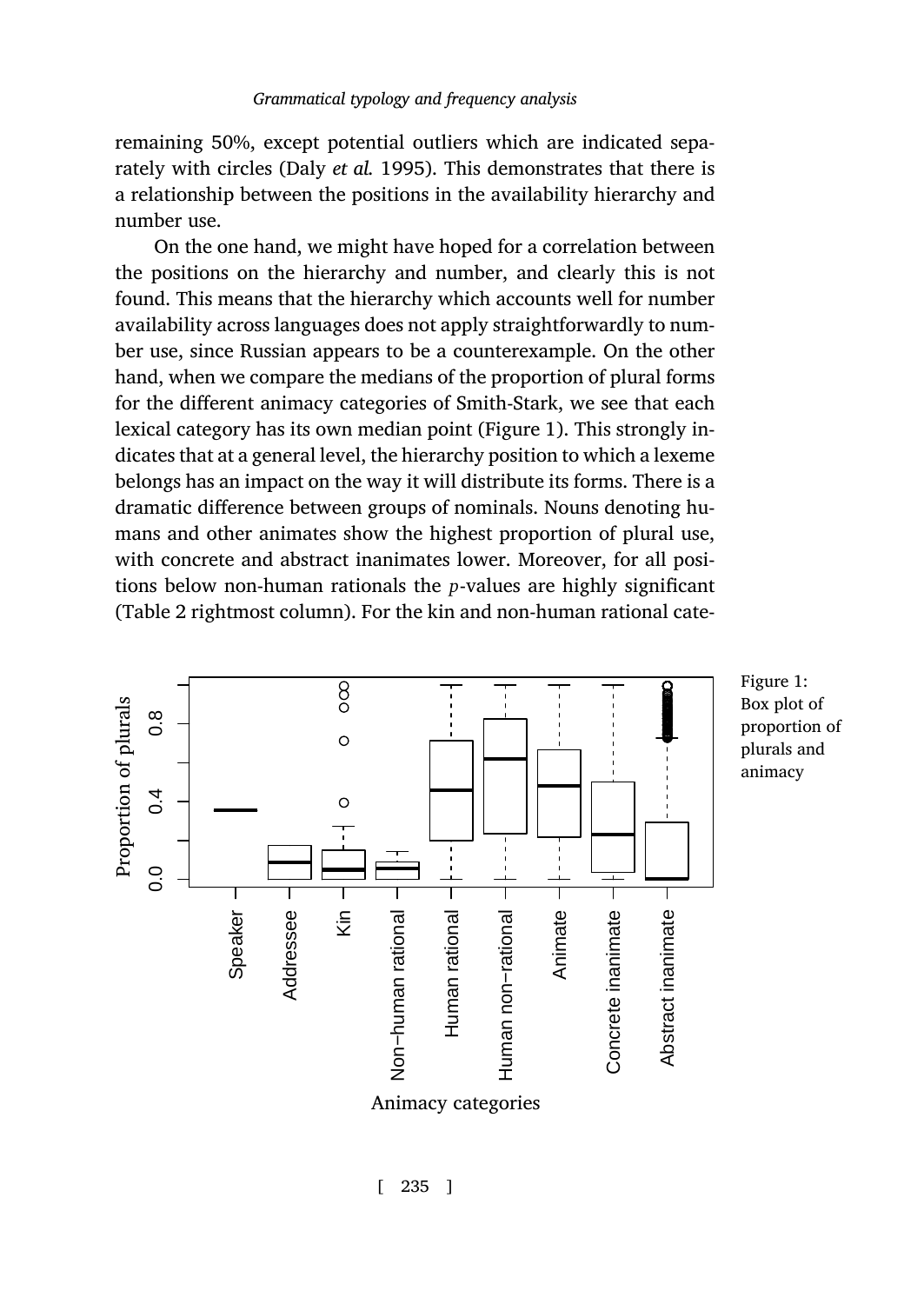remaining 50%, except potential outliers which are indicated separately with circles (Daly *et al.* 1995). This demonstrates that there is a relationship between the positions in the availability hierarchy and number use.

On the one hand, we might have hoped for a correlation between the positions on the hierarchy and number, and clearly this is not found. This means that the hierarchy which accounts well for number availability across languages does not apply straightforwardly to number use, since Russian appears to be a counterexample. On the other hand, when we compare the medians of the proportion of plural forms for the different animacy categories of Smith-Stark, we see that each lexical category has its own median point (Figure 1). This strongly indicates that at a general level, the hierarchy position to which a lexeme belongs has an impact on the way it will distribute its forms. There is a dramatic difference between groups of nominals. Nouns denoting humans and other animates show the highest proportion of plural use, with concrete and abstract inanimates lower. Moreover, for all positions below non-human rationals the *p*-values are highly significant (Table 2 rightmost column). For the kin and non-human rational cate-

Figure 1: Box plot of proportion of plurals and animacy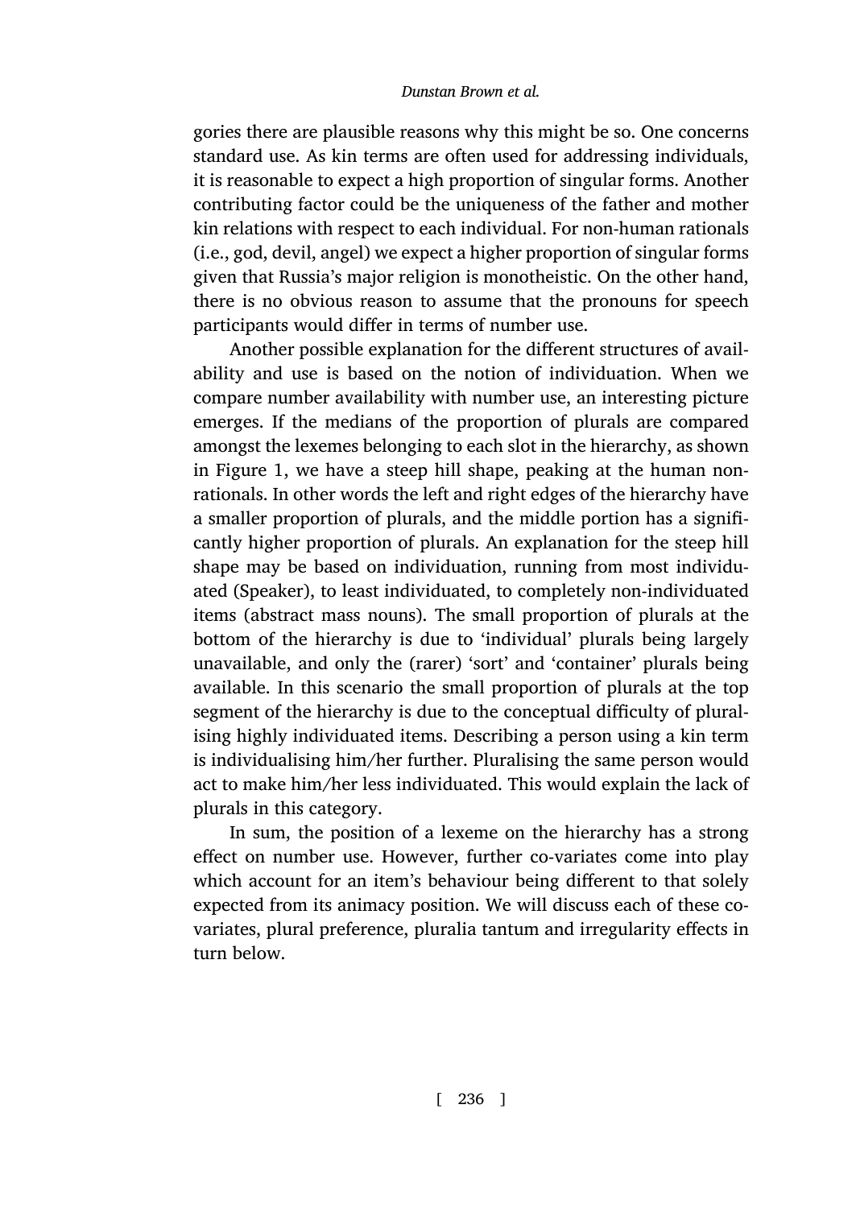gories there are plausible reasons why this might be so. One concerns standard use. As kin terms are often used for addressing individuals, it is reasonable to expect a high proportion of singular forms. Another contributing factor could be the uniqueness of the father and mother kin relations with respect to each individual. For non-human rationals (i.e., god, devil, angel) we expect a higher proportion of singular forms given that Russia's major religion is monotheistic. On the other hand, there is no obvious reason to assume that the pronouns for speech participants would differ in terms of number use.

Another possible explanation for the different structures of availability and use is based on the notion of individuation. When we compare number availability with number use, an interesting picture emerges. If the medians of the proportion of plurals are compared amongst the lexemes belonging to each slot in the hierarchy, as shown in Figure 1, we have a steep hill shape, peaking at the human non-rationals. In other words the left and right edges of the hierarchy have a smaller proportion of plurals, and the middle portion has a significantly higher proportion of plurals. An explanation for the steep hill shape may be based on individuation, running from most individuated (Speaker), to least individuated, to completely non-individuated items (abstract mass nouns). The small proportion of plurals at the bottom of the hierarchy is due to 'individual' plurals being largely unavailable, and only the (rarer) 'sort' and 'container' plurals being available. In this scenario the small proportion of plurals at the top segment of the hierarchy is due to the conceptual difficulty of pluralising highly individuated items. Describing a person using a kin term is individualising him/her further. Pluralising the same person would act to make him/her less individuated. This would explain the lack of plurals in this category.

In sum, the position of a lexeme on the hierarchy has a strong effect on number use. However, further co-variates come into play which account for an item's behaviour being different to that solely expected from its animacy position. We will discuss each of these co-variates, plural preference, pluralia tantum and irregularity effects in turn below.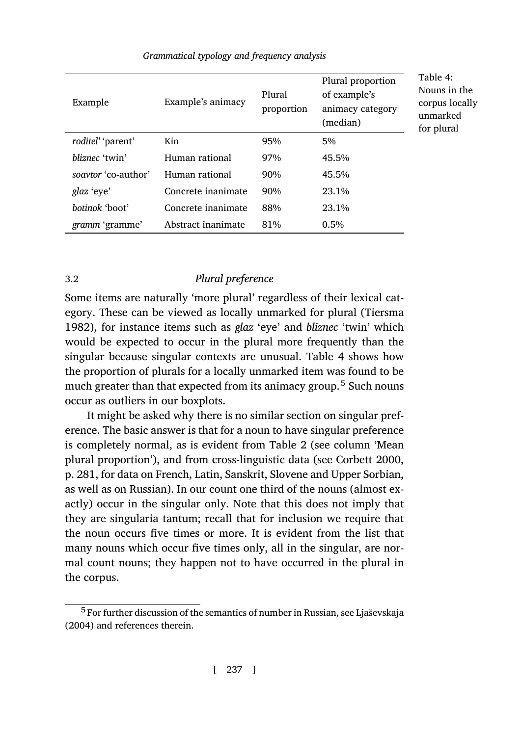Table 4: Nouns in the corpus locally unmarked for plural

| Example | Example's animacy | Plural proportion | Plural proportion of example's animacy category (median) |
|---|---|---|---|
| *roditel'* 'parent' | Kin | 95% | 5% |
| *bliznec* 'twin' | Human rational | 97% | 45.5% |
| *soavtor* 'co-author' | Human rational | 90% | 45.5% |
| *glaz* 'eye' | Concrete inanimate | 90% | 23.1% |
| *botinok* 'boot' | Concrete inanimate | 88% | 23.1% |
| *gramm* 'gramme' | Abstract inanimate | 81% | 0.5% |

### 3.2 *Plural preference*

Some items are naturally 'more plural' regardless of their lexical category. These can be viewed as locally unmarked for plural (Tiersma 1982), for instance items such as *glaz* 'eye' and *bliznec* 'twin' which would be expected to occur in the plural more frequently than the singular because singular contexts are unusual. Table 4 shows how the proportion of plurals for a locally unmarked item was found to be much greater than that expected from its animacy group.[5] Such nouns occur as outliers in our boxplots.

It might be asked why there is no similar section on singular preference. The basic answer is that for a noun to have singular preference is completely normal, as is evident from Table 2 (see column 'Mean plural proportion'), and from cross-linguistic data (see Corbett 2000, p. 281, for data on French, Latin, Sanskrit, Slovene and Upper Sorbian, as well as on Russian). In our count one third of the nouns (almost exactly) occur in the singular only. Note that this does not imply that they are singularia tantum; recall that for inclusion we require that the noun occurs five times or more. It is evident from the list that many nouns which occur five times only, all in the singular, are normal count nouns; they happen not to have occurred in the plural in the corpus.

[5] For further discussion of the semantics of number in Russian, see Ljaševskaja (2004) and references therein.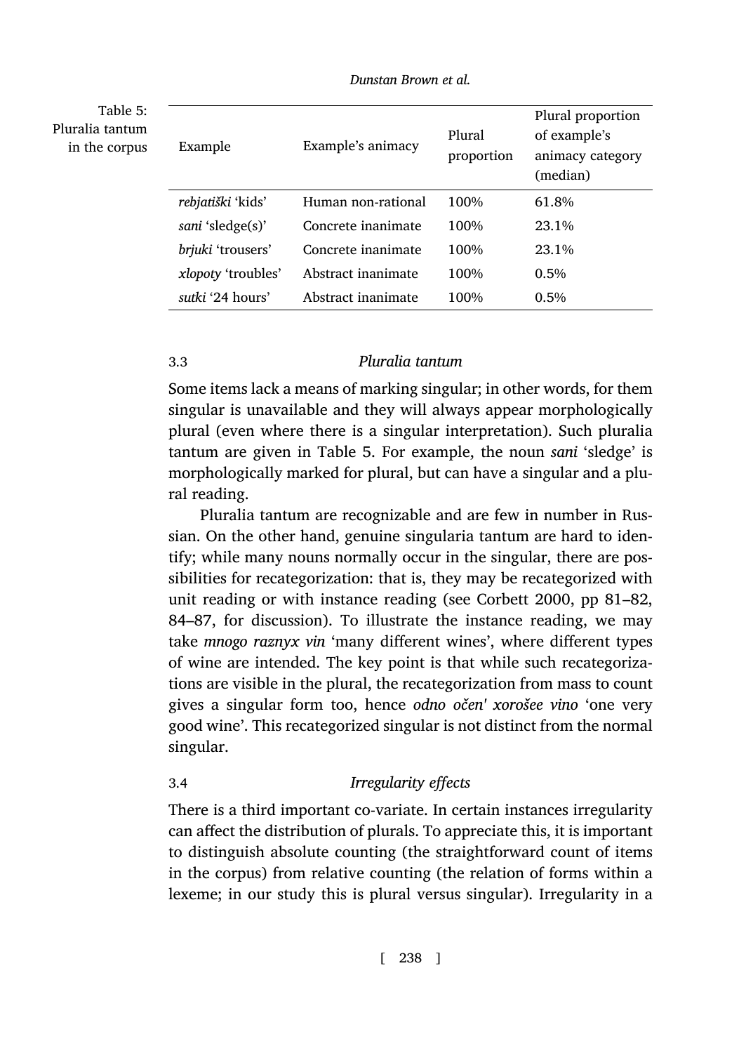Table 5: Pluralia tantum in the corpus

| Example | Example's animacy | Plural proportion | Plural proportion of example's animacy category (median) |
|---|---|---|---|
| *rebjatiški* 'kids' | Human non-rational | 100% | 61.8% |
| *sani* 'sledge(s)' | Concrete inanimate | 100% | 23.1% |
| *brjuki* 'trousers' | Concrete inanimate | 100% | 23.1% |
| *xlopoty* 'troubles' | Abstract inanimate | 100% | 0.5% |
| *sutki* '24 hours' | Abstract inanimate | 100% | 0.5% |

### 3.3 *Pluralia tantum*

Some items lack a means of marking singular; in other words, for them singular is unavailable and they will always appear morphologically plural (even where there is a singular interpretation). Such pluralia tantum are given in Table 5. For example, the noun *sani* 'sledge' is morphologically marked for plural, but can have a singular and a plural reading.

Pluralia tantum are recognizable and are few in number in Russian. On the other hand, genuine singularia tantum are hard to identify; while many nouns normally occur in the singular, there are possibilities for recategorization: that is, they may be recategorized with unit reading or with instance reading (see Corbett 2000, pp 81–82, 84–87, for discussion). To illustrate the instance reading, we may take *mnogo raznyx vin* 'many different wines', where different types of wine are intended. The key point is that while such recategorizations are visible in the plural, the recategorization from mass to count gives a singular form too, hence *odno očen' xorošee vino* 'one very good wine'. This recategorized singular is not distinct from the normal singular.

### 3.4 *Irregularity effects*

There is a third important co-variate. In certain instances irregularity can affect the distribution of plurals. To appreciate this, it is important to distinguish absolute counting (the straightforward count of items in the corpus) from relative counting (the relation of forms within a lexeme; in our study this is plural versus singular). Irregularity in a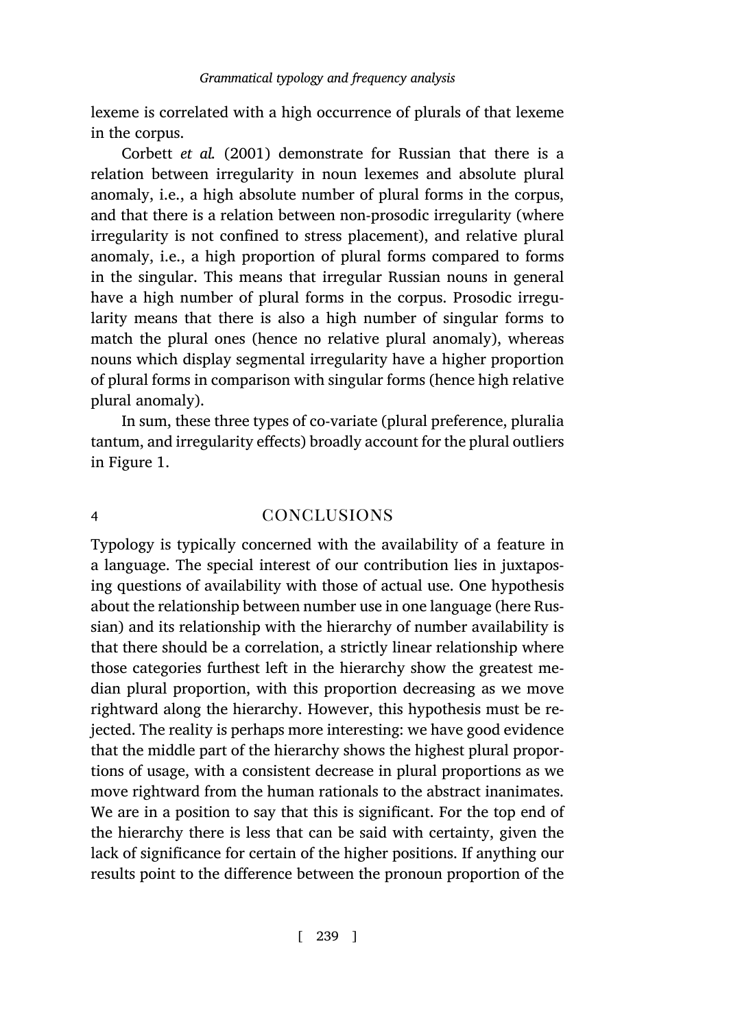lexeme is correlated with a high occurrence of plurals of that lexeme in the corpus.

Corbett *et al.* (2001) demonstrate for Russian that there is a relation between irregularity in noun lexemes and absolute plural anomaly, i.e., a high absolute number of plural forms in the corpus, and that there is a relation between non-prosodic irregularity (where irregularity is not confined to stress placement), and relative plural anomaly, i.e., a high proportion of plural forms compared to forms in the singular. This means that irregular Russian nouns in general have a high number of plural forms in the corpus. Prosodic irregularity means that there is also a high number of singular forms to match the plural ones (hence no relative plural anomaly), whereas nouns which display segmental irregularity have a higher proportion of plural forms in comparison with singular forms (hence high relative plural anomaly).

In sum, these three types of co-variate (plural preference, pluralia tantum, and irregularity effects) broadly account for the plural outliers in Figure 1.

## 4 CONCLUSIONS

Typology is typically concerned with the availability of a feature in a language. The special interest of our contribution lies in juxtaposing questions of availability with those of actual use. One hypothesis about the relationship between number use in one language (here Russian) and its relationship with the hierarchy of number availability is that there should be a correlation, a strictly linear relationship where those categories furthest left in the hierarchy show the greatest median plural proportion, with this proportion decreasing as we move rightward along the hierarchy. However, this hypothesis must be rejected. The reality is perhaps more interesting: we have good evidence that the middle part of the hierarchy shows the highest plural proportions of usage, with a consistent decrease in plural proportions as we move rightward from the human rationals to the abstract inanimates. We are in a position to say that this is significant. For the top end of the hierarchy there is less that can be said with certainty, given the lack of significance for certain of the higher positions. If anything our results point to the difference between the pronoun proportion of the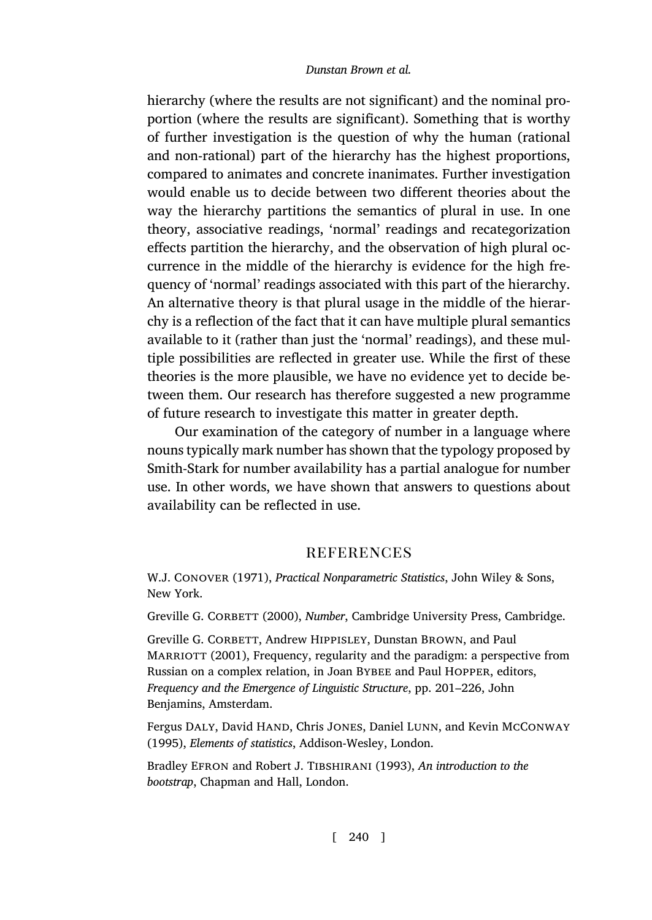hierarchy (where the results are not significant) and the nominal proportion (where the results are significant). Something that is worthy of further investigation is the question of why the human (rational and non-rational) part of the hierarchy has the highest proportions, compared to animates and concrete inanimates. Further investigation would enable us to decide between two different theories about the way the hierarchy partitions the semantics of plural in use. In one theory, associative readings, 'normal' readings and recategorization effects partition the hierarchy, and the observation of high plural occurrence in the middle of the hierarchy is evidence for the high frequency of 'normal' readings associated with this part of the hierarchy. An alternative theory is that plural usage in the middle of the hierarchy is a reflection of the fact that it can have multiple plural semantics available to it (rather than just the 'normal' readings), and these multiple possibilities are reflected in greater use. While the first of these theories is the more plausible, we have no evidence yet to decide between them. Our research has therefore suggested a new programme of future research to investigate this matter in greater depth.

Our examination of the category of number in a language where nouns typically mark number has shown that the typology proposed by Smith-Stark for number availability has a partial analogue for number use. In other words, we have shown that answers to questions about availability can be reflected in use.

## REFERENCES

W.J. Conover (1971), *Practical Nonparametric Statistics*, John Wiley & Sons, New York.

Greville G. Corbett (2000), *Number*, Cambridge University Press, Cambridge.

Greville G. Corbett, Andrew Hippisley, Dunstan Brown, and Paul Marriott (2001), Frequency, regularity and the paradigm: a perspective from Russian on a complex relation, in Joan Bybee and Paul Hopper, editors, *Frequency and the Emergence of Linguistic Structure*, pp. 201–226, John Benjamins, Amsterdam.

Fergus Daly, David Hand, Chris Jones, Daniel Lunn, and Kevin McConway (1995), *Elements of statistics*, Addison-Wesley, London.

Bradley Efron and Robert J. Tibshirani (1993), *An introduction to the bootstrap*, Chapman and Hall, London.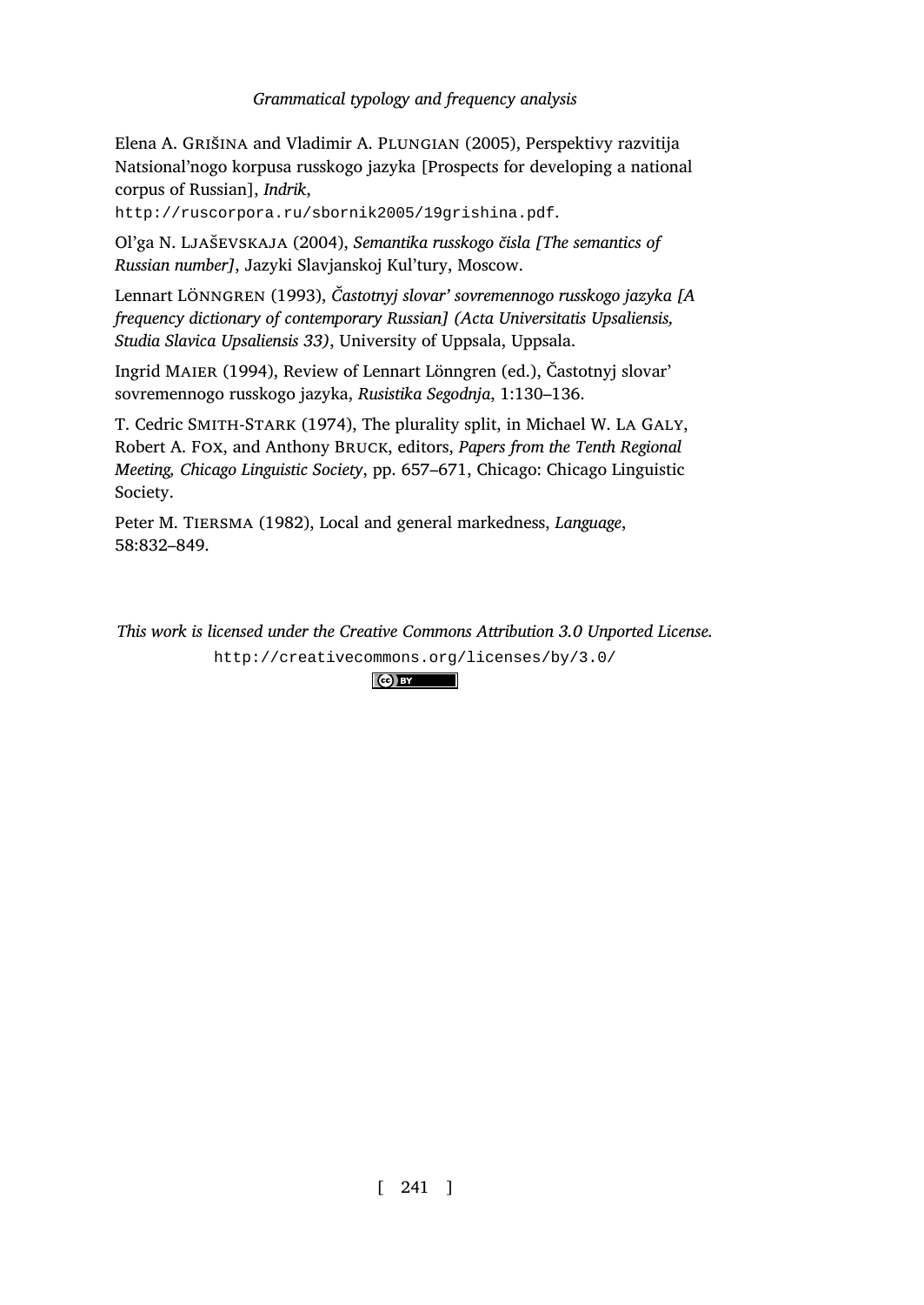Elena A. GRIŠINA and Vladimir A. PLUNGIAN (2005), Perspektivy razvitija Natsional'nogo korpusa russkogo jazyka [Prospects for developing a national corpus of Russian], *Indrik*, http://ruscorpora.ru/sbornik2005/19grishina.pdf.

Ol'ga N. LJAŠEVSKAJA (2004), *Semantika russkogo čisla [The semantics of Russian number]*, Jazyki Slavjanskoj Kul'tury, Moscow.

Lennart LÖNNGREN (1993), *Častotnyj slovar' sovremennogo russkogo jazyka [A frequency dictionary of contemporary Russian] (Acta Universitatis Upsaliensis, Studia Slavica Upsaliensis 33)*, University of Uppsala, Uppsala.

Ingrid MAIER (1994), Review of Lennart Lönngren (ed.), Častotnyj slovar' sovremennogo russkogo jazyka, *Rusistika Segodnja*, 1:130–136.

T. Cedric SMITH-STARK (1974), The plurality split, in Michael W. LA GALY, Robert A. FOX, and Anthony BRUCK, editors, *Papers from the Tenth Regional Meeting, Chicago Linguistic Society*, pp. 657–671, Chicago: Chicago Linguistic Society.

Peter M. TIERSMA (1982), Local and general markedness, *Language*, 58:832–849.

*This work is licensed under the Creative Commons Attribution 3.0 Unported License.*
http://creativecommons.org/licenses/by/3.0/